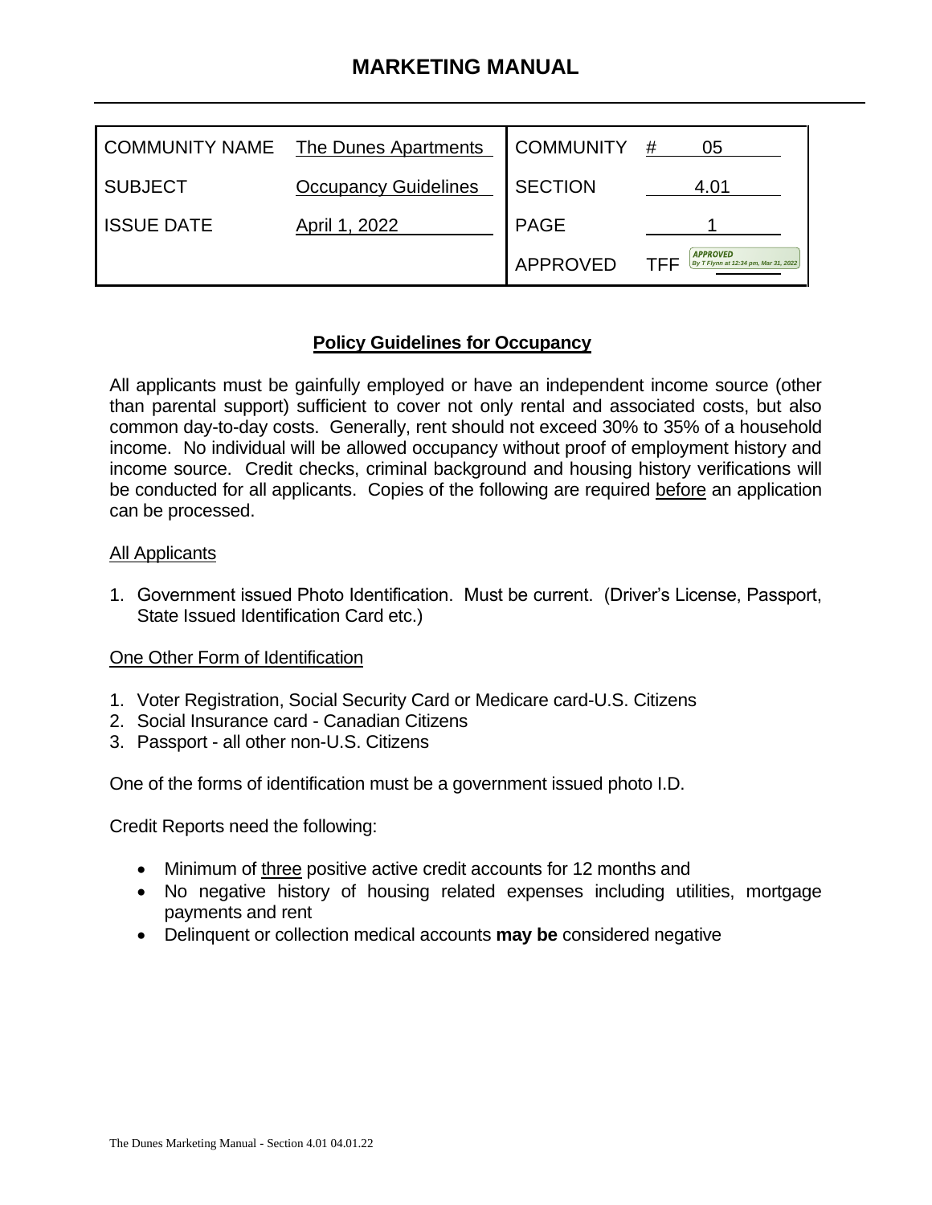# MARKETING MANUAL

| COMMUNITY NAME | The Dunes Apartments | COMMUNITY | # 05 |
|---|---|---|---|
| SUBJECT | Occupancy Guidelines | SECTION | 4.01 |
| ISSUE DATE | April 1, 2022 | PAGE | 1 |
| | | APPROVED | TFF APPROVED By T Flynn at 12:34 pm, Mar 31, 2022 |

## Policy Guidelines for Occupancy

All applicants must be gainfully employed or have an independent income source (other than parental support) sufficient to cover not only rental and associated costs, but also common day-to-day costs. Generally, rent should not exceed 30% to 35% of a household income. No individual will be allowed occupancy without proof of employment history and income source. Credit checks, criminal background and housing history verifications will be conducted for all applicants. Copies of the following are required before an application can be processed.

All Applicants

1. Government issued Photo Identification. Must be current. (Driver's License, Passport, State Issued Identification Card etc.)

One Other Form of Identification

1. Voter Registration, Social Security Card or Medicare card-U.S. Citizens
2. Social Insurance card - Canadian Citizens
3. Passport - all other non-U.S. Citizens

One of the forms of identification must be a government issued photo I.D.

Credit Reports need the following:

- Minimum of three positive active credit accounts for 12 months and
- No negative history of housing related expenses including utilities, mortgage payments and rent
- Delinquent or collection medical accounts **may be** considered negative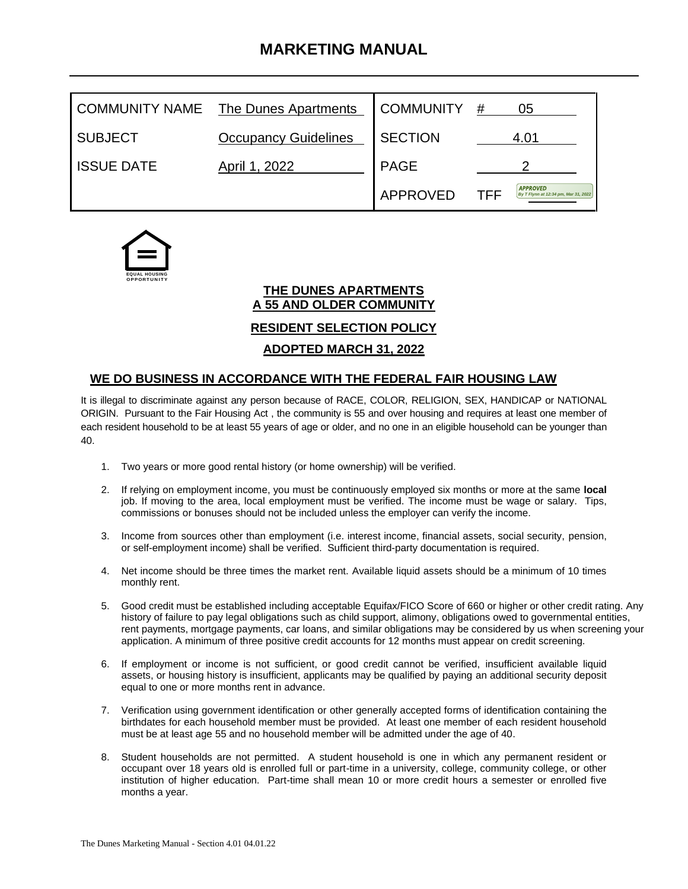# MARKETING MANUAL

| COMMUNITY NAME | The Dunes Apartments | COMMUNITY | # 05 |
|---|---|---|---|
| SUBJECT | Occupancy Guidelines | SECTION | 4.01 |
| ISSUE DATE | April 1, 2022 | PAGE | 2 |
| | | APPROVED | TFF APPROVED By T Flynn at 12:34 pm, Mar 31, 2022 |

EQUAL HOUSING OPPORTUNITY

**THE DUNES APARTMENTS**
**A 55 AND OLDER COMMUNITY**

**RESIDENT SELECTION POLICY**

**ADOPTED MARCH 31, 2022**

## WE DO BUSINESS IN ACCORDANCE WITH THE FEDERAL FAIR HOUSING LAW

It is illegal to discriminate against any person because of RACE, COLOR, RELIGION, SEX, HANDICAP or NATIONAL ORIGIN. Pursuant to the Fair Housing Act , the community is 55 and over housing and requires at least one member of each resident household to be at least 55 years of age or older, and no one in an eligible household can be younger than 40.

1. Two years or more good rental history (or home ownership) will be verified.

2. If relying on employment income, you must be continuously employed six months or more at the same **local** job. If moving to the area, local employment must be verified. The income must be wage or salary. Tips, commissions or bonuses should not be included unless the employer can verify the income.

3. Income from sources other than employment (i.e. interest income, financial assets, social security, pension, or self-employment income) shall be verified. Sufficient third-party documentation is required.

4. Net income should be three times the market rent. Available liquid assets should be a minimum of 10 times monthly rent.

5. Good credit must be established including acceptable Equifax/FICO Score of 660 or higher or other credit rating. Any history of failure to pay legal obligations such as child support, alimony, obligations owed to governmental entities, rent payments, mortgage payments, car loans, and similar obligations may be considered by us when screening your application. A minimum of three positive credit accounts for 12 months must appear on credit screening.

6. If employment or income is not sufficient, or good credit cannot be verified, insufficient available liquid assets, or housing history is insufficient, applicants may be qualified by paying an additional security deposit equal to one or more months rent in advance.

7. Verification using government identification or other generally accepted forms of identification containing the birthdates for each household member must be provided. At least one member of each resident household must be at least age 55 and no household member will be admitted under the age of 40.

8. Student households are not permitted. A student household is one in which any permanent resident or occupant over 18 years old is enrolled full or part-time in a university, college, community college, or other institution of higher education. Part-time shall mean 10 or more credit hours a semester or enrolled five months a year.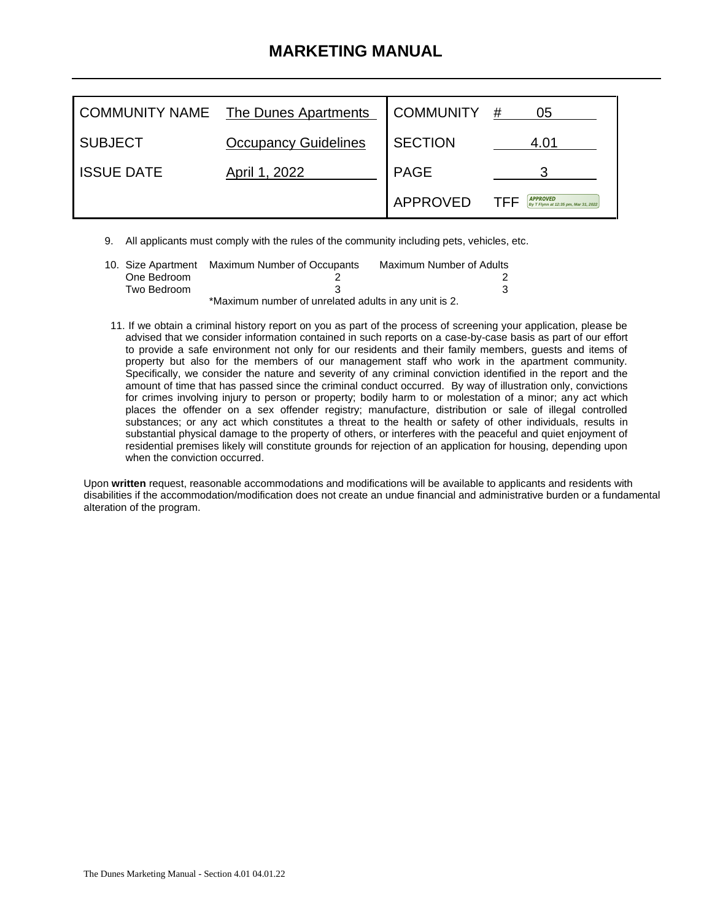# MARKETING MANUAL

| | | | |
|---|---|---|---|
| COMMUNITY NAME | The Dunes Apartments | COMMUNITY | # 05 |
| SUBJECT | Occupancy Guidelines | SECTION | 4.01 |
| ISSUE DATE | April 1, 2022 | PAGE | 3 |
| | | APPROVED | TFF APPROVED By T Flynn at 12:35 pm, Mar 31, 2022 |

9. All applicants must comply with the rules of the community including pets, vehicles, etc.

10. 

| Size Apartment | Maximum Number of Occupants | Maximum Number of Adults |
|---|---|---|
| One Bedroom | 2 | 2 |
| Two Bedroom | 3 | 3 |

*Maximum number of unrelated adults in any unit is 2.

11. If we obtain a criminal history report on you as part of the process of screening your application, please be advised that we consider information contained in such reports on a case-by-case basis as part of our effort to provide a safe environment not only for our residents and their family members, guests and items of property but also for the members of our management staff who work in the apartment community. Specifically, we consider the nature and severity of any criminal conviction identified in the report and the amount of time that has passed since the criminal conduct occurred. By way of illustration only, convictions for crimes involving injury to person or property; bodily harm to or molestation of a minor; any act which places the offender on a sex offender registry; manufacture, distribution or sale of illegal controlled substances; or any act which constitutes a threat to the health or safety of other individuals, results in substantial physical damage to the property of others, or interferes with the peaceful and quiet enjoyment of residential premises likely will constitute grounds for rejection of an application for housing, depending upon when the conviction occurred.

Upon **written** request, reasonable accommodations and modifications will be available to applicants and residents with disabilities if the accommodation/modification does not create an undue financial and administrative burden or a fundamental alteration of the program.